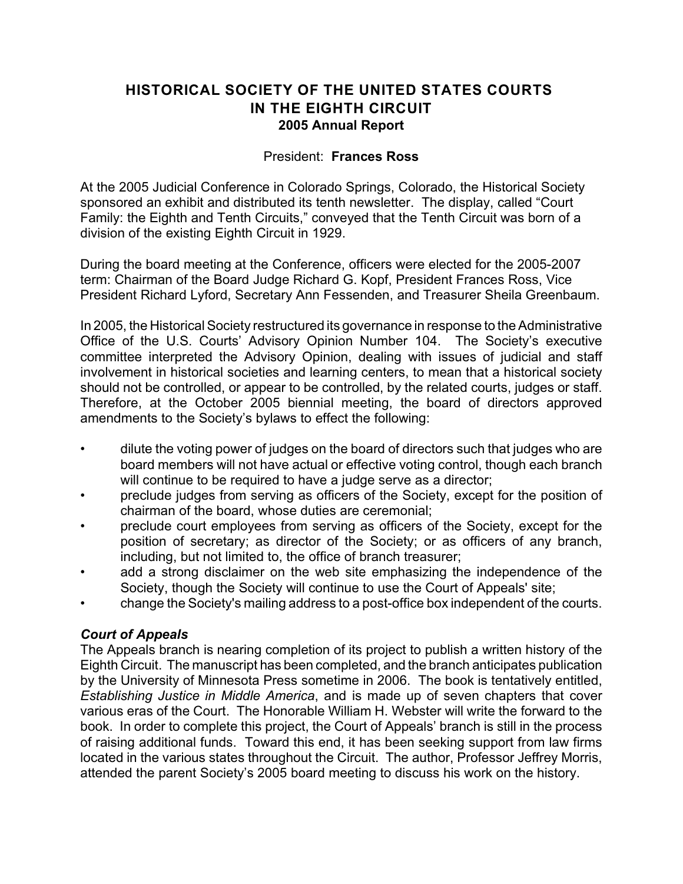# HISTORICAL SOCIETY OF THE UNITED STATES COURTS IN THE EIGHTH CIRCUIT

**2005 Annual Report**

President: **Frances Ross**

At the 2005 Judicial Conference in Colorado Springs, Colorado, the Historical Society sponsored an exhibit and distributed its tenth newsletter. The display, called "Court Family: the Eighth and Tenth Circuits," conveyed that the Tenth Circuit was born of a division of the existing Eighth Circuit in 1929.

During the board meeting at the Conference, officers were elected for the 2005-2007 term: Chairman of the Board Judge Richard G. Kopf, President Frances Ross, Vice President Richard Lyford, Secretary Ann Fessenden, and Treasurer Sheila Greenbaum.

In 2005, the Historical Society restructured its governance in response to the Administrative Office of the U.S. Courts' Advisory Opinion Number 104. The Society's executive committee interpreted the Advisory Opinion, dealing with issues of judicial and staff involvement in historical societies and learning centers, to mean that a historical society should not be controlled, or appear to be controlled, by the related courts, judges or staff. Therefore, at the October 2005 biennial meeting, the board of directors approved amendments to the Society's bylaws to effect the following:

- dilute the voting power of judges on the board of directors such that judges who are board members will not have actual or effective voting control, though each branch will continue to be required to have a judge serve as a director;
- preclude judges from serving as officers of the Society, except for the position of chairman of the board, whose duties are ceremonial;
- preclude court employees from serving as officers of the Society, except for the position of secretary; as director of the Society; or as officers of any branch, including, but not limited to, the office of branch treasurer;
- add a strong disclaimer on the web site emphasizing the independence of the Society, though the Society will continue to use the Court of Appeals' site;
- change the Society's mailing address to a post-office box independent of the courts.

### *Court of Appeals*

The Appeals branch is nearing completion of its project to publish a written history of the Eighth Circuit. The manuscript has been completed, and the branch anticipates publication by the University of Minnesota Press sometime in 2006. The book is tentatively entitled, *Establishing Justice in Middle America*, and is made up of seven chapters that cover various eras of the Court. The Honorable William H. Webster will write the forward to the book. In order to complete this project, the Court of Appeals' branch is still in the process of raising additional funds. Toward this end, it has been seeking support from law firms located in the various states throughout the Circuit. The author, Professor Jeffrey Morris, attended the parent Society's 2005 board meeting to discuss his work on the history.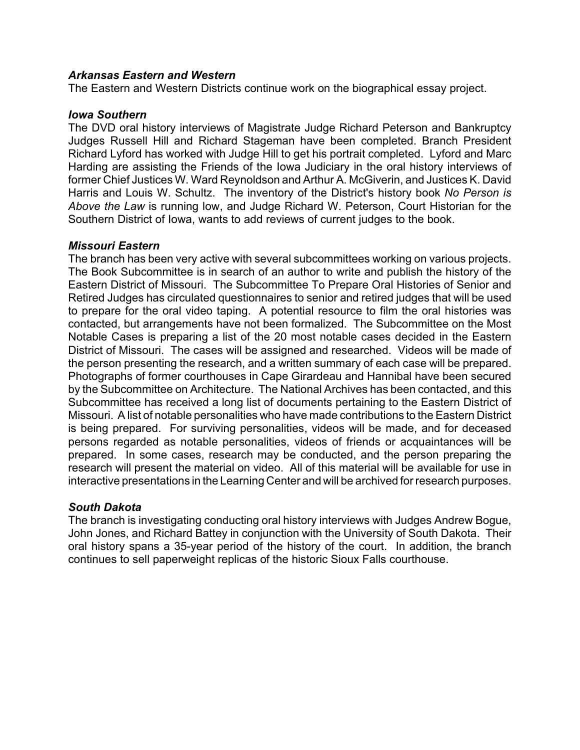### *Arkansas Eastern and Western*

The Eastern and Western Districts continue work on the biographical essay project.

### *Iowa Southern*

The DVD oral history interviews of Magistrate Judge Richard Peterson and Bankruptcy Judges Russell Hill and Richard Stageman have been completed. Branch President Richard Lyford has worked with Judge Hill to get his portrait completed. Lyford and Marc Harding are assisting the Friends of the Iowa Judiciary in the oral history interviews of former Chief Justices W. Ward Reynoldson and Arthur A. McGiverin, and Justices K. David Harris and Louis W. Schultz. The inventory of the District's history book *No Person is Above the Law* is running low, and Judge Richard W. Peterson, Court Historian for the Southern District of Iowa, wants to add reviews of current judges to the book.

### *Missouri Eastern*

The branch has been very active with several subcommittees working on various projects. The Book Subcommittee is in search of an author to write and publish the history of the Eastern District of Missouri. The Subcommittee To Prepare Oral Histories of Senior and Retired Judges has circulated questionnaires to senior and retired judges that will be used to prepare for the oral video taping. A potential resource to film the oral histories was contacted, but arrangements have not been formalized. The Subcommittee on the Most Notable Cases is preparing a list of the 20 most notable cases decided in the Eastern District of Missouri. The cases will be assigned and researched. Videos will be made of the person presenting the research, and a written summary of each case will be prepared. Photographs of former courthouses in Cape Girardeau and Hannibal have been secured by the Subcommittee on Architecture. The National Archives has been contacted, and this Subcommittee has received a long list of documents pertaining to the Eastern District of Missouri. A list of notable personalities who have made contributions to the Eastern District is being prepared. For surviving personalities, videos will be made, and for deceased persons regarded as notable personalities, videos of friends or acquaintances will be prepared. In some cases, research may be conducted, and the person preparing the research will present the material on video. All of this material will be available for use in interactive presentations in the Learning Center and will be archived for research purposes.

### *South Dakota*

The branch is investigating conducting oral history interviews with Judges Andrew Bogue, John Jones, and Richard Battey in conjunction with the University of South Dakota. Their oral history spans a 35-year period of the history of the court. In addition, the branch continues to sell paperweight replicas of the historic Sioux Falls courthouse.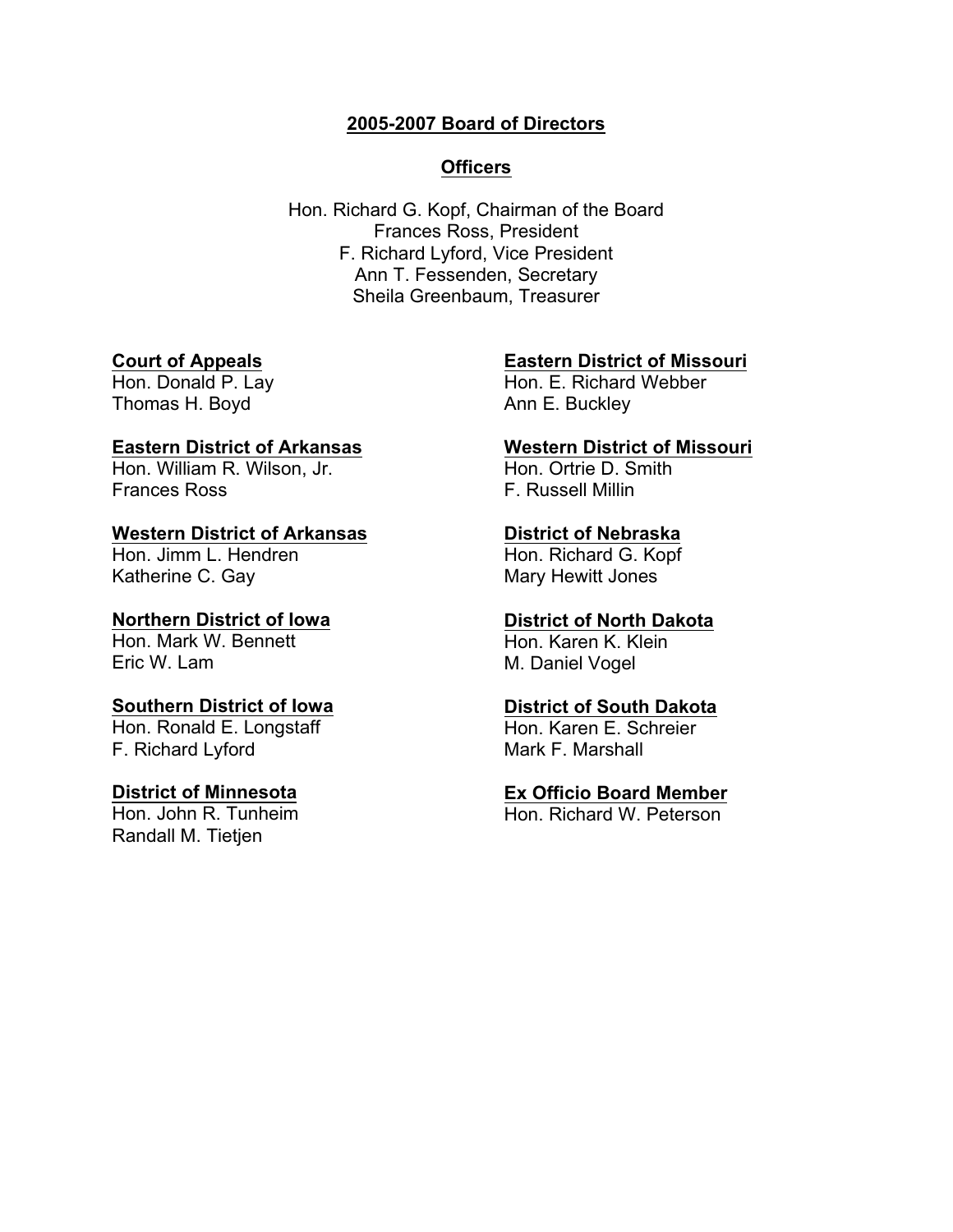## 2005-2007 Board of Directors

### Officers

Hon. Richard G. Kopf, Chairman of the Board
Frances Ross, President
F. Richard Lyford, Vice President
Ann T. Fessenden, Secretary
Sheila Greenbaum, Treasurer

**Court of Appeals**
Hon. Donald P. Lay
Thomas H. Boyd

**Eastern District of Arkansas**
Hon. William R. Wilson, Jr.
Frances Ross

**Western District of Arkansas**
Hon. Jimm L. Hendren
Katherine C. Gay

**Northern District of Iowa**
Hon. Mark W. Bennett
Eric W. Lam

**Southern District of Iowa**
Hon. Ronald E. Longstaff
F. Richard Lyford

**District of Minnesota**
Hon. John R. Tunheim
Randall M. Tietjen

**Eastern District of Missouri**
Hon. E. Richard Webber
Ann E. Buckley

**Western District of Missouri**
Hon. Ortrie D. Smith
F. Russell Millin

**District of Nebraska**
Hon. Richard G. Kopf
Mary Hewitt Jones

**District of North Dakota**
Hon. Karen K. Klein
M. Daniel Vogel

**District of South Dakota**
Hon. Karen E. Schreier
Mark F. Marshall

**Ex Officio Board Member**
Hon. Richard W. Peterson